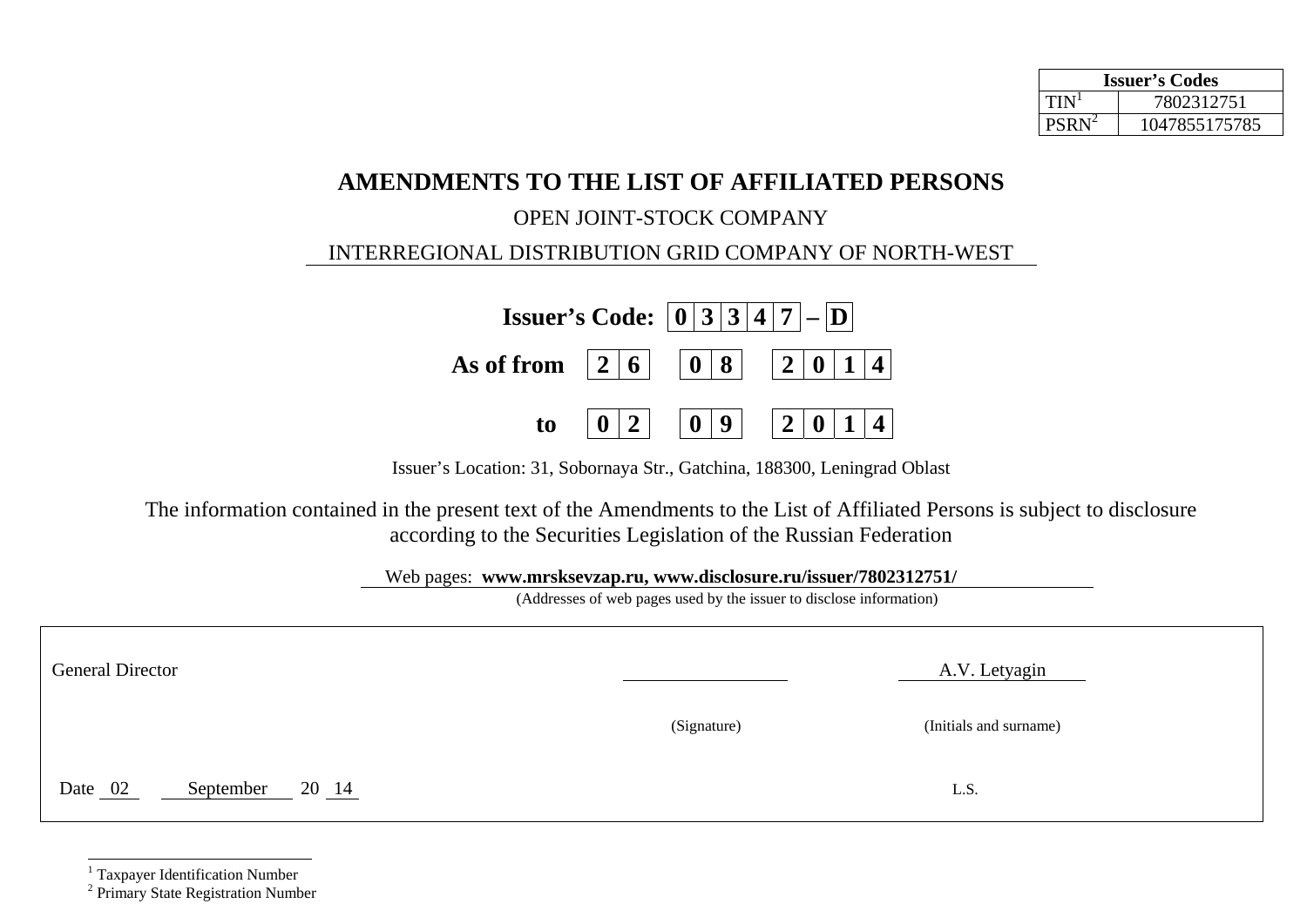| Issuer's Codes | |
|---|---|
| TIN[1] | 7802312751 |
| PSRN[2] | 1047855175785 |

# AMENDMENTS TO THE LIST OF AFFILIATED PERSONS

OPEN JOINT-STOCK COMPANY

INTERREGIONAL DISTRIBUTION GRID COMPANY OF NORTH-WEST

**Issuer's Code: 0 3 3 4 7 – D**

**As of from 2 6 0 8 2 0 1 4**

**to 0 2 0 9 2 0 1 4**

Issuer's Location: 31, Sobornaya Str., Gatchina, 188300, Leningrad Oblast

The information contained in the present text of the Amendments to the List of Affiliated Persons is subject to disclosure according to the Securities Legislation of the Russian Federation

Web pages: **www.mrsksevzap.ru, www.disclosure.ru/issuer/7802312751/**

(Addresses of web pages used by the issuer to disclose information)

| General Director | ________________ | A.V. Letyagin |
|---|---|---|
| | (Signature) | (Initials and surname) |
| Date 02 September 20 14 | | L.S. |

[1] Taxpayer Identification Number

[2] Primary State Registration Number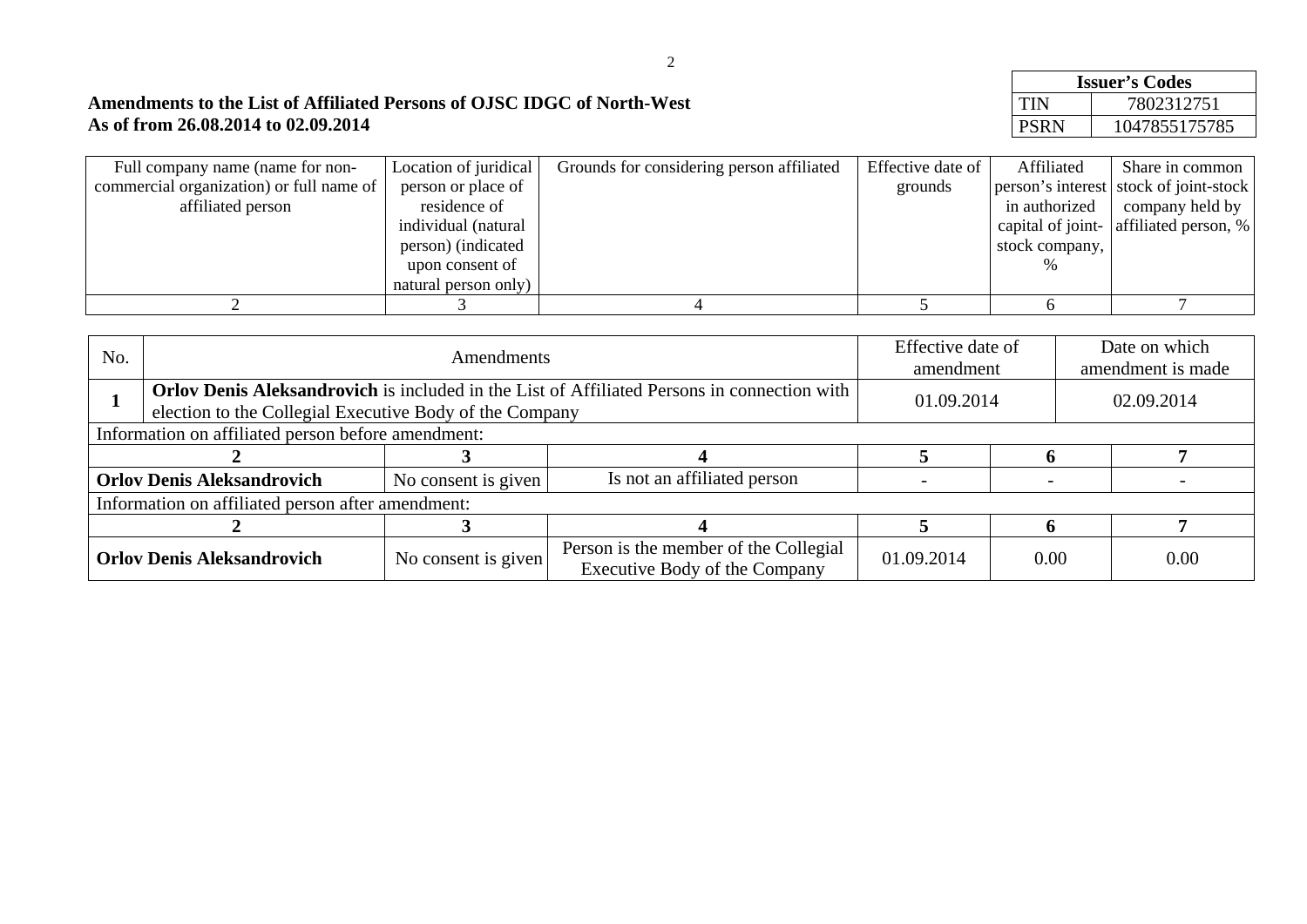**Amendments to the List of Affiliated Persons of OJSC IDGC of North-West**
**As of from 26.08.2014 to 02.09.2014**

| Issuer's Codes | |
|---|---|
| TIN | 7802312751 |
| PSRN | 1047855175785 |

| Full company name (name for non-commercial organization) or full name of affiliated person | Location of juridical person or place of residence of individual (natural person) (indicated upon consent of natural person only) | Grounds for considering person affiliated | Effective date of grounds | Affiliated person's interest in authorized capital of joint-stock company, % | Share in common stock of joint-stock company held by affiliated person, % |
|---|---|---|---|---|---|
| 2 | 3 | 4 | 5 | 6 | 7 |

| No. | Amendments | | Effective date of amendment | Date on which amendment is made | |
|---|---|---|---|---|---|
| **1** | **Orlov Denis Aleksandrovich** is included in the List of Affiliated Persons in connection with election to the Collegial Executive Body of the Company | | 01.09.2014 | 02.09.2014 | |
| Information on affiliated person before amendment: | | | | | |
| **2** | **3** | **4** | **5** | **6** | **7** |
| **Orlov Denis Aleksandrovich** | No consent is given | Is not an affiliated person | - | - | - |
| Information on affiliated person after amendment: | | | | | |
| **2** | **3** | **4** | **5** | **6** | **7** |
| **Orlov Denis Aleksandrovich** | No consent is given | Person is the member of the Collegial Executive Body of the Company | 01.09.2014 | 0.00 | 0.00 |